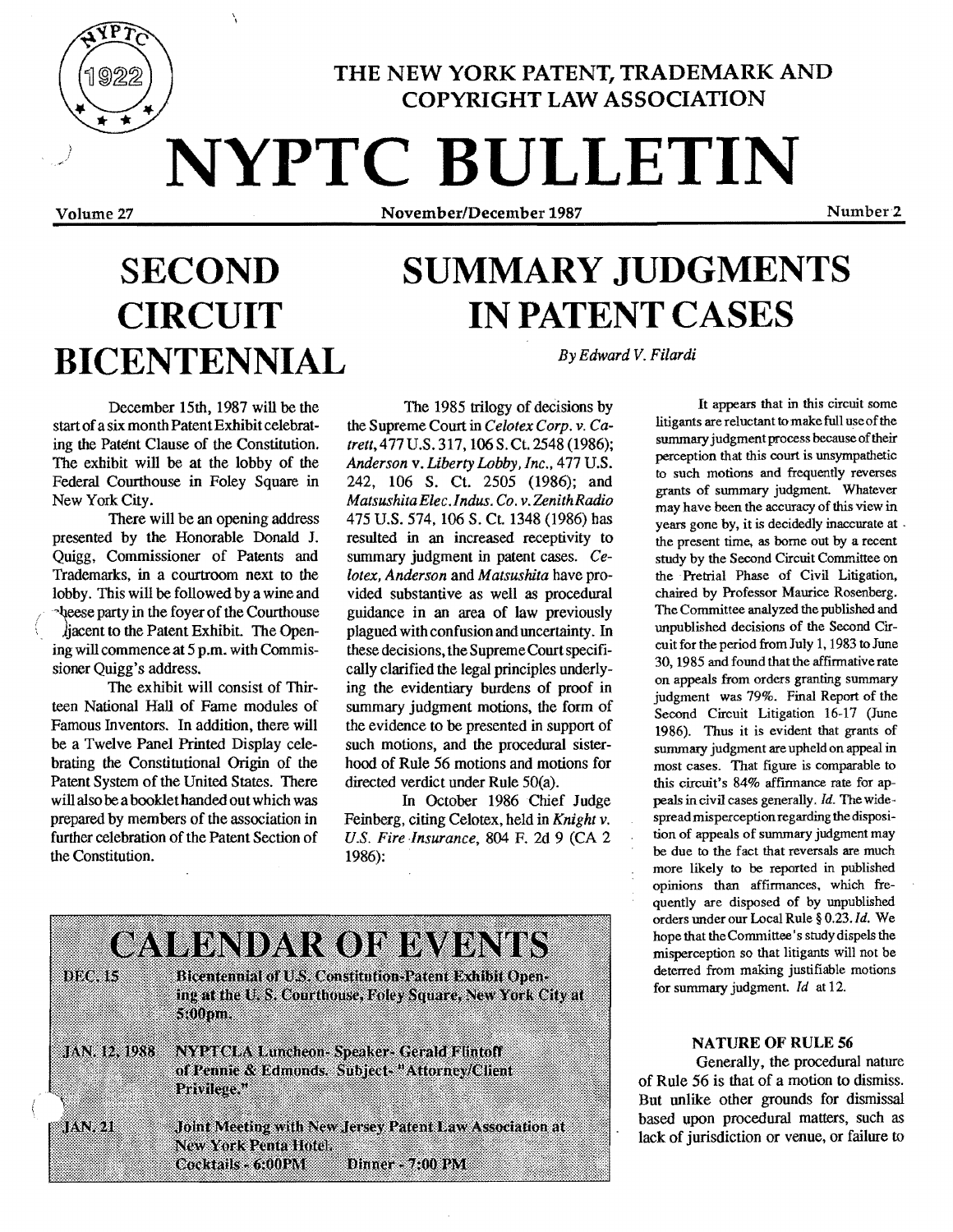THE NEW YORK PATENT, TRADEMARK AND COPYRIGHT LAW ASSOCIATION

# NYPTC BULLETIN

Volume 27 — November/December 1987 — Number 2

## SECOND CIRCUIT BICENTENNIAL

December 15th, 1987 will be the start of a six month Patent Exhibit celebrating the Patent Clause of the Constitution. The exhibit will be at the lobby of the Federal Courthouse in Foley Square in New York City.

There will be an opening address presented by the Honorable Donald J. Quigg, Commissioner of Patents and Trademarks, in a courtroom next to the lobby. This will be followed by a wine and cheese party in the foyer of the Courthouse adjacent to the Patent Exhibit. The Opening will commence at 5 p.m. with Commissioner Quigg's address.

The exhibit will consist of Thirteen National Hall of Fame modules of Famous Inventors. In addition, there will be a Twelve Panel Printed Display celebrating the Constitutional Origin of the Patent System of the United States. There will also be a booklet handed out which was prepared by members of the association in further celebration of the Patent Section of the Constitution.

## SUMMARY JUDGMENTS IN PATENT CASES

*By Edward V. Filardi*

The 1985 trilogy of decisions by the Supreme Court in *Celotex Corp. v. Catrett*, 477 U.S. 317, 106 S. Ct. 2548 (1986); *Anderson v. Liberty Lobby, Inc.*, 477 U.S. 242, 106 S. Ct. 2505 (1986); and *Matsushita Elec. Indus. Co. v. Zenith Radio* 475 U.S. 574, 106 S. Ct. 1348 (1986) has resulted in an increased receptivity to summary judgment in patent cases. *Celotex, Anderson* and *Matsushita* have provided substantive as well as procedural guidance in an area of law previously plagued with confusion and uncertainty. In these decisions, the Supreme Court specifically clarified the legal principles underlying the evidentiary burdens of proof in summary judgment motions, the form of the evidence to be presented in support of such motions, and the procedural sisterhood of Rule 56 motions and motions for directed verdict under Rule 50(a).

In October 1986 Chief Judge Feinberg, citing Celotex, held in *Knight v. U.S. Fire Insurance*, 804 F. 2d 9 (CA 2 1986):

> It appears that in this circuit some litigants are reluctant to make full use of the summary judgment process because of their perception that this court is unsympathetic to such motions and frequently reverses grants of summary judgment. Whatever may have been the accuracy of this view in years gone by, it is decidedly inaccurate at the present time, as borne out by a recent study by the Second Circuit Committee on the Pretrial Phase of Civil Litigation, chaired by Professor Maurice Rosenberg. The Committee analyzed the published and unpublished decisions of the Second Circuit for the period from July 1, 1983 to June 30, 1985 and found that the affirmative rate on appeals from orders granting summary judgment was 79%. Final Report of the Second Circuit Litigation 16-17 (June 1986). Thus it is evident that grants of summary judgment are upheld on appeal in most cases. That figure is comparable to this circuit's 84% affirmance rate for appeals in civil cases generally. *Id.* The widespread misperception regarding the disposition of appeals of summary judgment may be due to the fact that reversals are much more likely to be reported in published opinions than affirmances, which frequently are disposed of by unpublished orders under our Local Rule § 0.23. *Id.* We hope that the Committee's study dispels the misperception so that litigants will not be deterred from making justifiable motions for summary judgment. *Id* at 12.

### NATURE OF RULE 56

Generally, the procedural nature of Rule 56 is that of a motion to dismiss. But unlike other grounds for dismissal based upon procedural matters, such as lack of jurisdiction or venue, or failure to

## CALENDAR OF EVENTS

| | |
|---|---|
| DEC. 15 | Bicentennial of U.S. Constitution-Patent Exhibit Opening at the U.S. Courthouse, Foley Square, New York City at 5:00pm. |
| JAN. 12, 1988 | NYPTCLA Luncheon- Speaker- Gerald Flintoff of Pennie & Edmonds. Subject- "Attorney/Client Privilege." |
| JAN. 21 | Joint Meeting with New Jersey Patent Law Association at New York Penta Hotel. Cocktails - 6:00PM Dinner - 7:00 PM |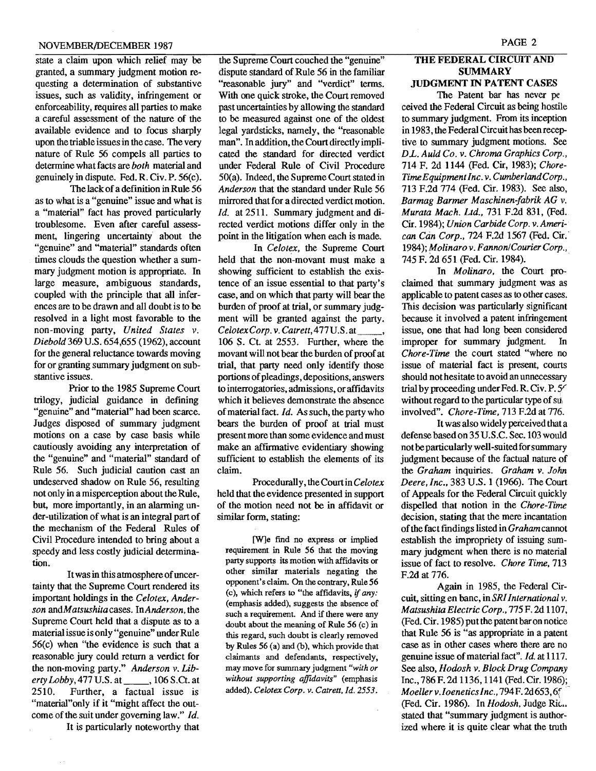state a claim upon which relief may be granted, a summary judgment motion requesting a determination of substantive issues, such as validity, infringement or enforceability, requires all parties to make a careful assessment of the nature of the available evidence and to focus sharply upon the triable issues in the case. The very nature of Rule 56 compels all parties to determine what facts are *both* material and genuinely in dispute. Fed. R. Civ. P. 56(c).

The lack of a definition in Rule 56 as to what is a "genuine" issue and what is a "material" fact has proved particularly troublesome. Even after careful assessment, lingering uncertainty about the "genuine" and "material" standards often times clouds the question whether a summary judgment motion is appropriate. In large measure, ambiguous standards, coupled with the principle that all inferences are to be drawn and all doubt is to be resolved in a light most favorable to the non-moving party, *United States v. Diebold* 369 U.S. 654,655 (1962), account for the general reluctance towards moving for or granting summary judgment on substantive issues.

Prior to the 1985 Supreme Court trilogy, judicial guidance in defining "genuine" and "material" had been scarce. Judges disposed of summary judgment motions on a case by case basis while cautiously avoiding any interpretation of the "genuine" and "material" standard of Rule 56. Such judicial caution cast an undeserved shadow on Rule 56, resulting not only in a misperception about the Rule, but, more importantly, in an alarming under-utilization of what is an integral part of the mechanism of the Federal Rules of Civil Procedure intended to bring about a speedy and less costly judicial determination.

It was in this atmosphere of uncertainty that the Supreme Court rendered its important holdings in the *Celotex, Anderson* and *Matsushita* cases. In *Anderson*, the Supreme Court held that a dispute as to a material issue is only "genuine" under Rule 56(c) when "the evidence is such that a reasonable jury could return a verdict for the non-moving party." *Anderson v. Liberty Lobby*, 477 U.S. at \_\_\_\_, 106 S.Ct. at 2510. Further, a factual issue is "material" only if it "might affect the outcome of the suit under governing law." *Id.*

It is particularly noteworthy that the Supreme Court couched the "genuine" dispute standard of Rule 56 in the familiar "reasonable jury" and "verdict" terms. With one quick stroke, the Court removed past uncertainties by allowing the standard to be measured against one of the oldest legal yardsticks, namely, the "reasonable man". In addition, the Court directly implicated the standard for directed verdict under Federal Rule of Civil Procedure 50(a). Indeed, the Supreme Court stated in *Anderson* that the standard under Rule 56 mirrored that for a directed verdict motion. *Id.* at 2511. Summary judgment and directed verdict motions differ only in the point in the litigation when each is made.

In *Celotex*, the Supreme Court held that the non-movant must make a showing sufficient to establish the existence of an issue essential to that party's case, and on which that party will bear the burden of proof at trial, or summary judgment will be granted against the party. *Celotex Corp. v. Catrett*, 477 U.S. at \_\_\_\_, 106 S. Ct. at 2553. Further, where the movant will not bear the burden of proof at trial, that party need only identify those portions of pleadings, depositions, answers to interrogatories, admissions, or affidavits which it believes demonstrate the absence of material fact. *Id.* As such, the party who bears the burden of proof at trial must present more than some evidence and must make an affirmative evidentiary showing sufficient to establish the elements of its claim.

Procedurally, the Court in *Celotex* held that the evidence presented in support of the motion need not be in affidavit or similar form, stating:

> [W]e find no express or implied requirement in Rule 56 that the moving party supports its motion with affidavits or other similar materials negating the opponent's claim. On the contrary, Rule 56 (c), which refers to "the affidavits, *if any:* (emphasis added), suggests the absence of such a requirement. And if there were any doubt about the meaning of Rule 56 (c) in this regard, such doubt is clearly removed by Rules 56 (a) and (b), which provide that claimants and defendants, respectively, may move for summary judgment *"with or without supporting affidavits"* (emphasis added). *Celotex Corp. v. Catrett, Id.* 2553.

## THE FEDERAL CIRCUIT AND SUMMARY JUDGMENT IN PATENT CASES

The Patent bar has never perceived the Federal Circuit as being hostile to summary judgment. From its inception in 1983, the Federal Circuit has been receptive to summary judgment motions. See *D.L. Auld Co. v. Chroma Graphics Corp.*, 714 F. 2d 1144 (Fed. Cir, 1983); *Chore-Time Equipment Inc. v. Cumberland Corp.*, 713 F.2d 774 (Fed. Cir. 1983). See also, *Barmag Barmer Maschinen-fabrik AG v. Murata Mach. Ltd.*, 731 F.2d 831, (Fed. Cir. 1984); *Union Carbide Corp. v. American Can Corp.*, 724 F.2d 1567 (Fed. Cir. 1984); *Molinaro v. Fannon/Courier Corp.*, 745 F. 2d 651 (Fed. Cir. 1984).

In *Molinaro*, the Court proclaimed that summary judgment was as applicable to patent cases as to other cases. This decision was particularly significant because it involved a patent infringement issue, one that had long been considered improper for summary judgment. In *Chore-Time* the court stated "where no issue of material fact is present, courts should not hesitate to avoid an unnecessary trial by proceeding under Fed. R. Civ. P. 56 without regard to the particular type of suit involved". *Chore-Time*, 713 F.2d at 776.

It was also widely perceived that a defense based on 35 U.S.C. Sec. 103 would not be particularly well-suited for summary judgment because of the factual nature of the *Graham* inquiries. *Graham v. John Deere, Inc.*, 383 U.S. 1 (1966). The Court of Appeals for the Federal Circuit quickly dispelled that notion in the *Chore-Time* decision, stating that the mere incantation of the fact findings listed in *Graham* cannot establish the impropriety of issuing summary judgment when there is no material issue of fact to resolve. *Chore Time*, 713 F.2d at 776.

Again in 1985, the Federal Circuit, sitting en banc, in *SRI International v. Matsushita Electric Corp.*, 775 F. 2d 1107, (Fed. Cir. 1985) put the patent bar on notice that Rule 56 is "as appropriate in a patent case as in other cases where there are no genuine issue of material fact". *Id.* at 1117. See also, *Hodosh v. Block Drug Company* Inc., 786 F. 2d 1136, 1141 (Fed. Cir. 1986); *Moeller v. Ioenetics Inc.*, 794 F. 2d 653, 65? (Fed. Cir. 1986). In *Hodosh*, Judge Rich stated that "summary judgment is authorized where it is quite clear what the truth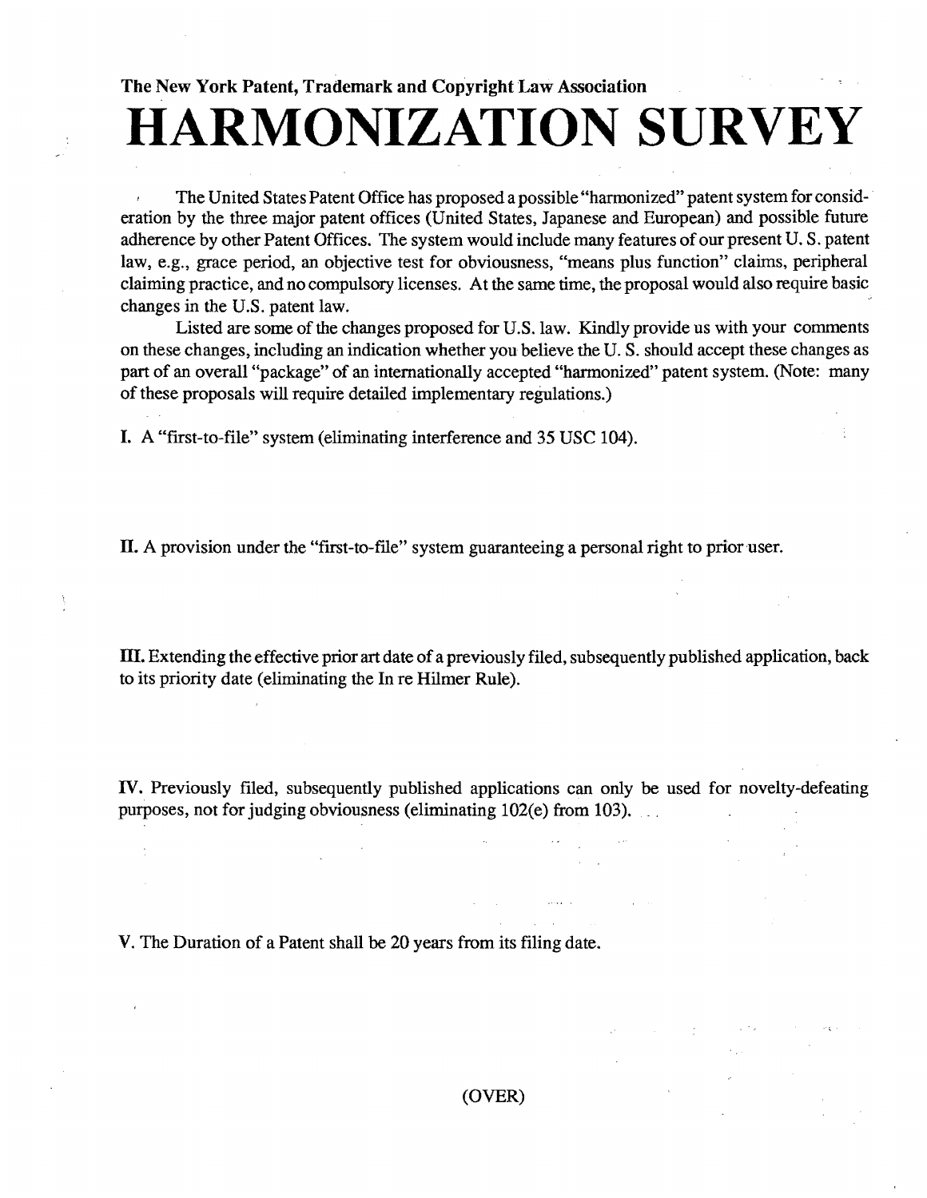**The New York Patent, Trademark and Copyright Law Association**

# HARMONIZATION SURVEY

The United States Patent Office has proposed a possible "harmonized" patent system for consideration by the three major patent offices (United States, Japanese and European) and possible future adherence by other Patent Offices. The system would include many features of our present U. S. patent law, e.g., grace period, an objective test for obviousness, "means plus function" claims, peripheral claiming practice, and no compulsory licenses. At the same time, the proposal would also require basic changes in the U.S. patent law.

Listed are some of the changes proposed for U.S. law. Kindly provide us with your comments on these changes, including an indication whether you believe the U. S. should accept these changes as part of an overall "package" of an internationally accepted "harmonized" patent system. (Note: many of these proposals will require detailed implementary regulations.)

I. A "first-to-file" system (eliminating interference and 35 USC 104).

II. A provision under the "first-to-file" system guaranteeing a personal right to prior user.

III. Extending the effective prior art date of a previously filed, subsequently published application, back to its priority date (eliminating the In re Hilmer Rule).

IV. Previously filed, subsequently published applications can only be used for novelty-defeating purposes, not for judging obviousness (eliminating 102(e) from 103).

V. The Duration of a Patent shall be 20 years from its filing date.

(OVER)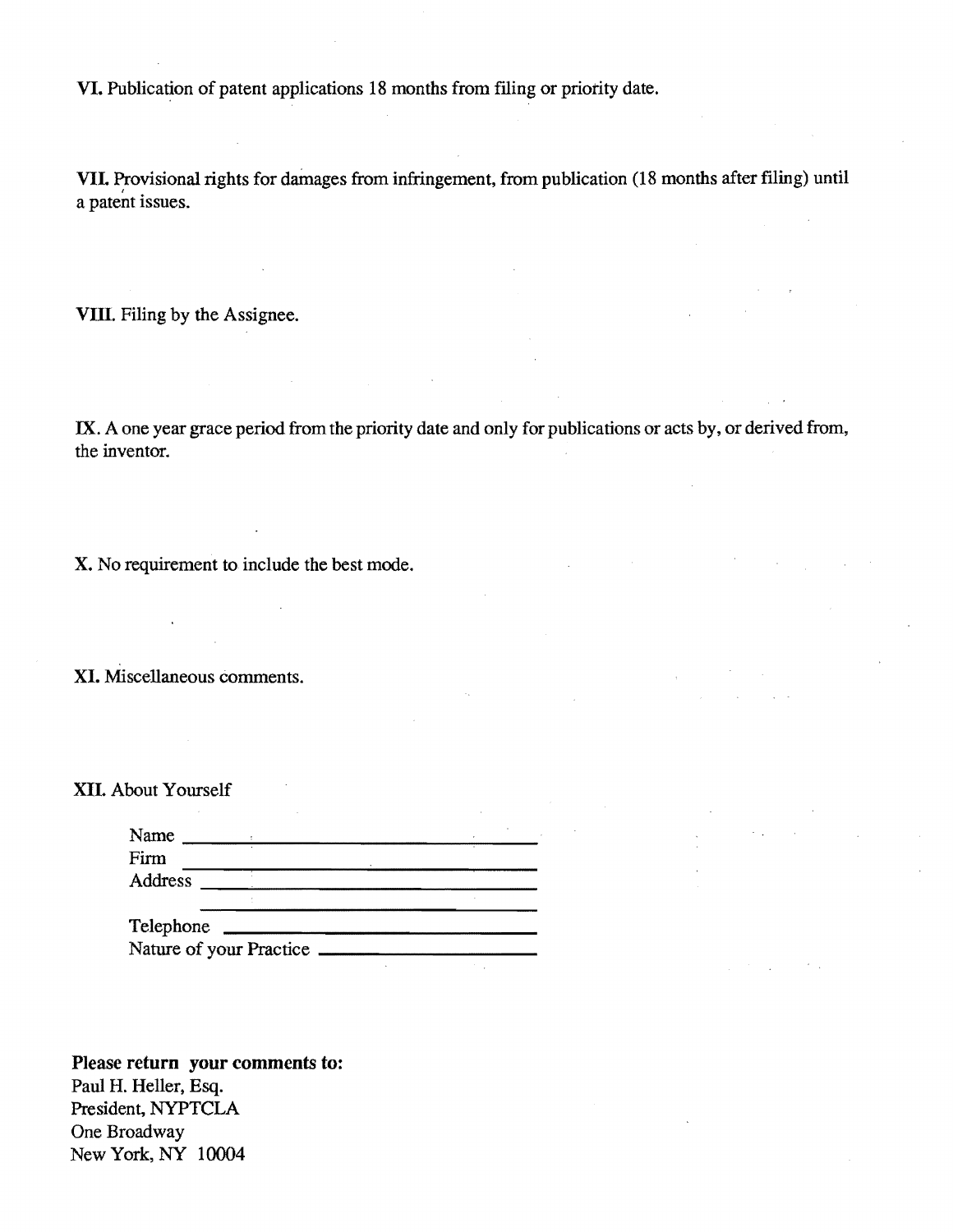**VI.** Publication of patent applications 18 months from filing or priority date.

**VII.** Provisional rights for damages from infringement, from publication (18 months after filing) until a patent issues.

**VIII.** Filing by the Assignee.

**IX.** A one year grace period from the priority date and only for publications or acts by, or derived from, the inventor.

**X.** No requirement to include the best mode.

**XI.** Miscellaneous comments.

**XII.** About Yourself

Name ______________________________

Firm ______________________________

Address ______________________________

______________________________

Telephone ______________________________

Nature of your Practice ______________________________

**Please return your comments to:**
Paul H. Heller, Esq.
President, NYPTCLA
One Broadway
New York, NY 10004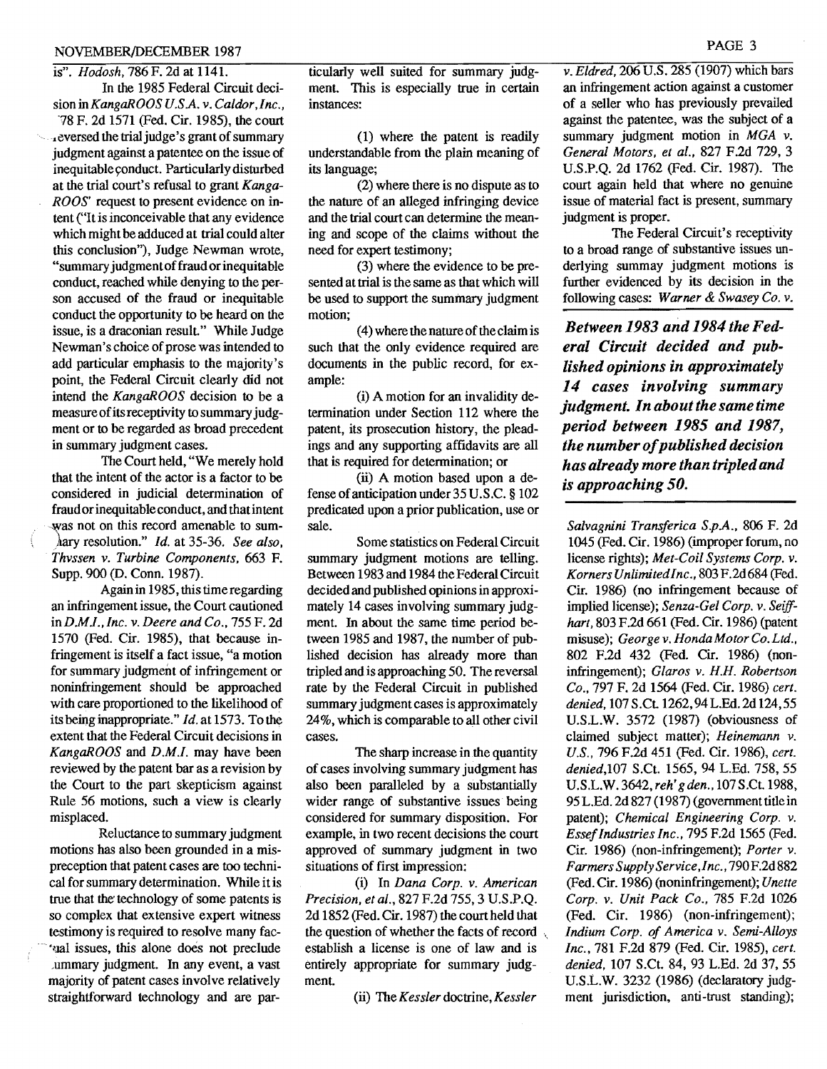is". *Hodosh*, 786 F. 2d at 1141.

In the 1985 Federal Circuit decision in *KangaROOS U.S.A. v. Caldor, Inc.*, 778 F. 2d 1571 (Fed. Cir. 1985), the court reversed the trial judge's grant of summary judgment against a patentee on the issue of inequitable conduct. Particularly disturbed at the trial court's refusal to grant *KangaROOS'* request to present evidence on intent ("It is inconceivable that any evidence which might be adduced at trial could alter this conclusion"), Judge Newman wrote, "summary judgment of fraud or inequitable conduct, reached while denying to the person accused of the fraud or inequitable conduct the opportunity to be heard on the issue, is a draconian result." While Judge Newman's choice of prose was intended to add particular emphasis to the majority's point, the Federal Circuit clearly did not intend the *KangaROOS* decision to be a measure of its receptivity to summary judgment or to be regarded as broad precedent in summary judgment cases.

The Court held, "We merely hold that the intent of the actor is a factor to be considered in judicial determination of fraud or inequitable conduct, and that intent was not on this record amenable to summary resolution." *Id.* at 35-36. *See also, Thyssen v. Turbine Components*, 663 F. Supp. 900 (D. Conn. 1987).

Again in 1985, this time regarding an infringement issue, the Court cautioned in *D.M.I., Inc. v. Deere and Co.*, 755 F. 2d 1570 (Fed. Cir. 1985), that because infringement is itself a fact issue, "a motion for summary judgment of infringement or noninfringement should be approached with care proportioned to the likelihood of its being inappropriate." *Id.* at 1573. To the extent that the Federal Circuit decisions in *KangaROOS* and *D.M.I.* may have been reviewed by the patent bar as a revision by the Court to the part skepticism against Rule 56 motions, such a view is clearly misplaced.

Reluctance to summary judgment motions has also been grounded in a misperception that patent cases are too technical for summary determination. While it is true that the technology of some patents is so complex that extensive expert witness testimony is required to resolve many factual issues, this alone does not preclude summary judgment. In any event, a vast majority of patent cases involve relatively straightforward technology and are particularly well suited for summary judgment. This is especially true in certain instances:

(1) where the patent is readily understandable from the plain meaning of its language;

(2) where there is no dispute as to the nature of an alleged infringing device and the trial court can determine the meaning and scope of the claims without the need for expert testimony;

(3) where the evidence to be presented at trial is the same as that which will be used to support the summary judgment motion;

(4) where the nature of the claim is such that the only evidence required are documents in the public record, for example:

(i) A motion for an invalidity determination under Section 112 where the patent, its prosecution history, the pleadings and any supporting affidavits are all that is required for determination; or

(ii) A motion based upon a defense of anticipation under 35 U.S.C. § 102 predicated upon a prior publication, use or sale.

Some statistics on Federal Circuit summary judgment motions are telling. Between 1983 and 1984 the Federal Circuit decided and published opinions in approximately 14 cases involving summary judgment. In about the same time period between 1985 and 1987, the number of published decision has already more than tripled and is approaching 50. The reversal rate by the Federal Circuit in published summary judgment cases is approximately 24%, which is comparable to all other civil cases.

The sharp increase in the quantity of cases involving summary judgment has also been paralleled by a substantially wider range of substantive issues being considered for summary disposition. For example, in two recent decisions the court approved of summary judgment in two situations of first impression:

(i) In *Dana Corp. v. American Precision, et al.*, 827 F.2d 755, 3 U.S.P.Q. 2d 1852 (Fed. Cir. 1987) the court held that the question of whether the facts of record establish a license is one of law and is entirely appropriate for summary judgment.

(ii) The *Kessler* doctrine, *Kessler v. Eldred*, 206 U.S. 285 (1907) which bars an infringement action against a customer of a seller who has previously prevailed against the patentee, was the subject of a summary judgment motion in *MGA v. General Motors, et al.*, 827 F.2d 729, 3 U.S.P.Q. 2d 1762 (Fed. Cir. 1987). The court again held that where no genuine issue of material fact is present, summary judgment is proper.

The Federal Circuit's receptivity to a broad range of substantive issues underlying summay judgment motions is further evidenced by its decision in the following cases: *Warner & Swasey Co. v. Salvagnini Transferica S.p.A.*, 806 F. 2d 1045 (Fed. Cir. 1986) (improper forum, no license rights); *Met-Coil Systems Corp. v. Korners Unlimited Inc.*, 803 F.2d 684 (Fed. Cir. 1986) (no infringement because of implied license); *Senza-Gel Corp. v. Seiffhart*, 803 F.2d 661 (Fed. Cir. 1986) (patent misuse); *George v. Honda Motor Co. Ltd.*, 802 F.2d 432 (Fed. Cir. 1986) (non-infringement); *Glaros v. H.H. Robertson Co.*, 797 F. 2d 1564 (Fed. Cir. 1986) *cert. denied*, 107 S.Ct. 1262, 94 L.Ed. 2d 124, 55 U.S.L.W. 3572 (1987) (obviousness of claimed subject matter); *Heinemann v. U.S.*, 796 F.2d 451 (Fed. Cir. 1986), *cert. denied*, 107 S.Ct. 1565, 94 L.Ed. 758, 55 U.S.L.W. 3642, *reh'g den.*, 107 S.Ct. 1988, 95 L.Ed. 2d 827 (1987) (government title in patent); *Chemical Engineering Corp. v. Essef Industries Inc.*, 795 F.2d 1565 (Fed. Cir. 1986) (non-infringement); *Porter v. Farmers Supply Service, Inc.*, 790 F.2d 882 (Fed. Cir. 1986) (noninfringement); *Unette Corp. v. Unit Pack Co.*, 785 F.2d 1026 (Fed. Cir. 1986) (non-infringement); *Indium Corp. of America v. Semi-Alloys Inc.*, 781 F.2d 879 (Fed. Cir. 1985), *cert. denied*, 107 S.Ct. 84, 93 L.Ed. 2d 37, 55 U.S.L.W. 3232 (1986) (declaratory judgment jurisdiction, anti-trust standing);

***Between 1983 and 1984 the Federal Circuit decided and published opinions in approximately 14 cases involving summary judgment. In about the same time period between 1985 and 1987, the number of published decision has already more than tripled and is approaching 50.***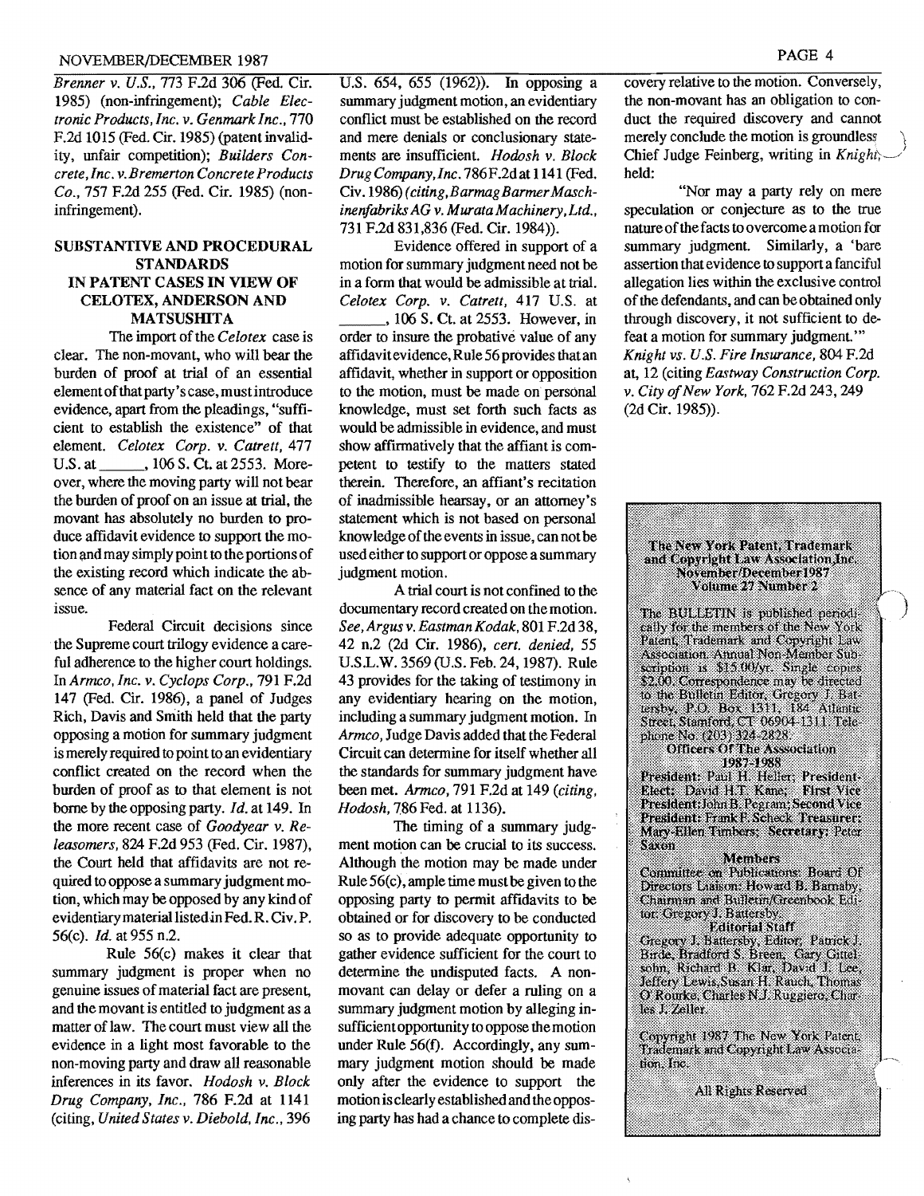*Brenner v. U.S.*, 773 F.2d 306 (Fed. Cir. 1985) (non-infringement); *Cable Electronic Products, Inc. v. Genmark Inc.*, 770 F.2d 1015 (Fed. Cir. 1985) (patent invalidity, unfair competition); *Builders Concrete, Inc. v. Bremerton Concrete Products Co.*, 757 F.2d 255 (Fed. Cir. 1985) (non-infringement).

## SUBSTANTIVE AND PROCEDURAL STANDARDS IN PATENT CASES IN VIEW OF CELOTEX, ANDERSON AND MATSUSHITA

The import of the *Celotex* case is clear. The non-movant, who will bear the burden of proof at trial of an essential element of that party's case, must introduce evidence, apart from the pleadings, "sufficient to establish the existence" of that element. *Celotex Corp. v. Catrett*, 477 U.S. at ______, 106 S. Ct. at 2553. Moreover, where the moving party will not bear the burden of proof on an issue at trial, the movant has absolutely no burden to produce affidavit evidence to support the motion and may simply point to the portions of the existing record which indicate the absence of any material fact on the relevant issue.

Federal Circuit decisions since the Supreme court trilogy evidence a careful adherence to the higher court holdings. In *Armco, Inc. v. Cyclops Corp.*, 791 F.2d 147 (Fed. Cir. 1986), a panel of Judges Rich, Davis and Smith held that the party opposing a motion for summary judgment is merely required to point to an evidentiary conflict created on the record when the burden of proof as to that element is not borne by the opposing party. *Id.* at 149. In the more recent case of *Goodyear v. Releasomers*, 824 F.2d 953 (Fed. Cir. 1987), the Court held that affidavits are not required to oppose a summary judgment motion, which may be opposed by any kind of evidentiary material listed in Fed. R. Civ. P. 56(c). *Id.* at 955 n.2.

Rule 56(c) makes it clear that summary judgment is proper when no genuine issues of material fact are present, and the movant is entitled to judgment as a matter of law. The court must view all the evidence in a light most favorable to the non-moving party and draw all reasonable inferences in its favor. *Hodosh v. Block Drug Company, Inc.*, 786 F.2d at 1141 (citing, *United States v. Diebold, Inc.*, 396 U.S. 654, 655 (1962)). In opposing a summary judgment motion, an evidentiary conflict must be established on the record and mere denials or conclusionary statements are insufficient. *Hodosh v. Block Drug Company, Inc.* 786 F.2d at 1141 (Fed. Civ. 1986) *(citing, Barmag Barmer Maschinenfabriks AG v. Murata Machinery, Ltd.*, 731 F.2d 831,836 (Fed. Cir. 1984)).

Evidence offered in support of a motion for summary judgment need not be in a form that would be admissible at trial. *Celotex Corp. v. Catrett*, 417 U.S. at ______, 106 S. Ct. at 2553. However, in order to insure the probative value of any affidavit evidence, Rule 56 provides that an affidavit, whether in support or opposition to the motion, must be made on personal knowledge, must set forth such facts as would be admissible in evidence, and must show affirmatively that the affiant is competent to testify to the matters stated therein. Therefore, an affiant's recitation of inadmissible hearsay, or an attorney's statement which is not based on personal knowledge of the events in issue, can not be used either to support or oppose a summary judgment motion.

A trial court is not confined to the documentary record created on the motion. *See, Argus v. Eastman Kodak*, 801 F.2d 38, 42 n.2 (2d Cir. 1986), *cert. denied*, 55 U.S.L.W. 3569 (U.S. Feb. 24, 1987). Rule 43 provides for the taking of testimony in any evidentiary hearing on the motion, including a summary judgment motion. In *Armco*, Judge Davis added that the Federal Circuit can determine for itself whether all the standards for summary judgment have been met. *Armco*, 791 F.2d at 149 (*citing, Hodosh*, 786 Fed. at 1136).

The timing of a summary judgment motion can be crucial to its success. Although the motion may be made under Rule 56(c), ample time must be given to the opposing party to permit affidavits to be obtained or for discovery to be conducted so as to provide adequate opportunity to gather evidence sufficient for the court to determine the undisputed facts. A non-movant can delay or defer a ruling on a summary judgment motion by alleging insufficient opportunity to oppose the motion under Rule 56(f). Accordingly, any summary judgment motion should be made only after the evidence to support the motion is clearly established and the opposing party has had a chance to complete discovery relative to the motion. Conversely, the non-movant has an obligation to conduct the required discovery and cannot merely conclude the motion is groundless. Chief Judge Feinberg, writing in *Knight*, held:

"Nor may a party rely on mere speculation or conjecture as to the true nature of the facts to overcome a motion for summary judgment. Similarly, a 'bare assertion that evidence to support a fanciful allegation lies within the exclusive control of the defendants, and can be obtained only through discovery, it not sufficient to defeat a motion for summary judgment.'" *Knight vs. U.S. Fire Insurance*, 804 F.2d at, 12 (citing *Eastway Construction Corp. v. City of New York*, 762 F.2d 243, 249 (2d Cir. 1985)).

---

**The New York Patent, Trademark and Copyright Law Association, Inc.**
**November/December 1987**
**Volume 27 Number 2**

The BULLETIN is published periodically for the members of the New York Patent, Trademark and Copyright Law Association. Annual Non-Member Subscription is $15.00/yr. Single copies $2.00. Correspondence may be directed to the Bulletin Editor, Gregory J. Battersby, P.O. Box 1311, 184 Atlantic Street, Stamford, CT 06904-1311. Telephone No. (203) 324-2828.

**Officers Of The Association 1987-1988**

**President:** Paul H. Heller; **President-Elect:** David H.T. Kane; **First Vice President:** John B. Pegram; **Second Vice President:** Frank F. Scheck; **Treasurer:** Mary-Ellen Timbers; **Secretary:** Peter Saxon

**Members**

Committee on Publications: Board Of Directors Liaison: Howard B. Barnaby; Chairman and Bulletin/Greenbook Editor: Gregory J. Battersby.

**Editorial Staff**

Gregory J. Battersby, Editor; Patrick J. Birde, Bradford S. Breen, Gary Gittelsohn, Richard B. Klar, David J. Lee, Jeffery Lewis, Susan H. Rauch, Thomas O'Rourke, Charles N.J. Ruggiero, Charles J. Zeller.

Copyright 1987 The New York Patent, Trademark and Copyright Law Association, Inc.

All Rights Reserved